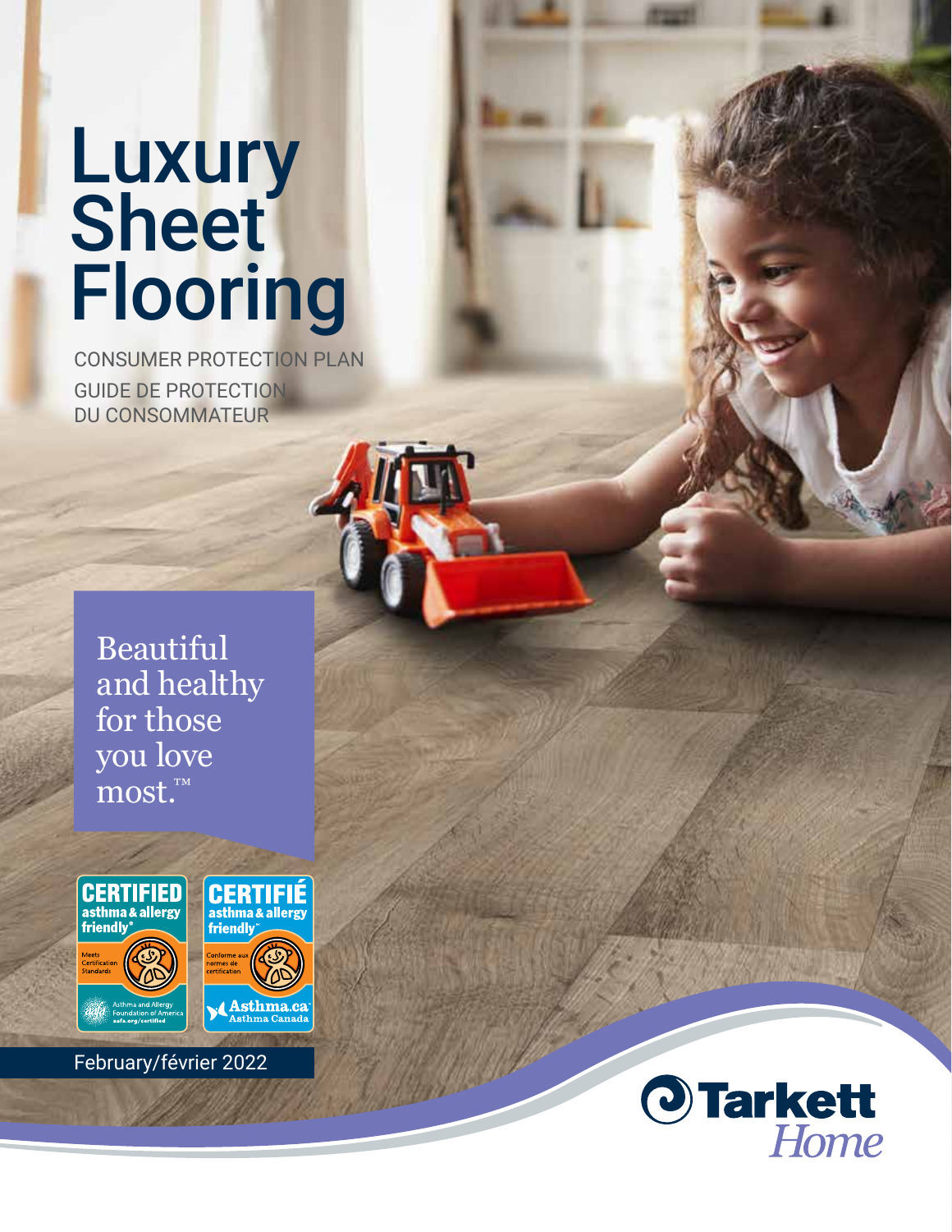# Luxury Sheet Flooring

CONSUMER PROTECTION PLAN

GUIDE DE PROTECTION DU CONSOMMATEUR

Beautiful and healthy for those you love most.™

CERTIFIED asthma & allergy friendly® Meets Certification Standards Asthma and Allergy Foundation of America aafa.org/certified

CERTIFIÉ asthma & allergy friendly™ Conforme aux normes de certification Asthma.ca Asthma Canada

February/février 2022

Tarkett Home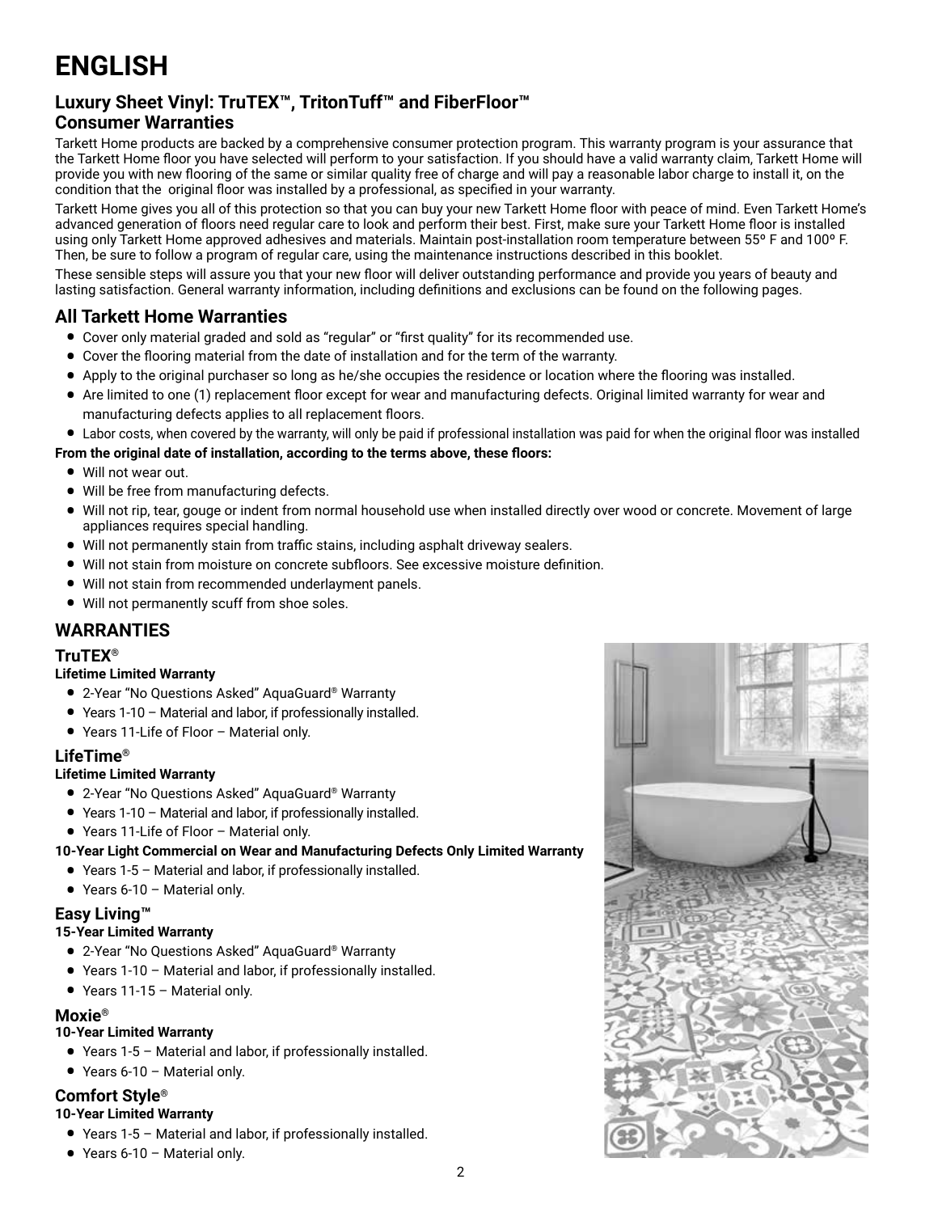# ENGLISH

## Luxury Sheet Vinyl: TruTEX™, TritonTuff™ and FiberFloor™ Consumer Warranties

Tarkett Home products are backed by a comprehensive consumer protection program. This warranty program is your assurance that the Tarkett Home floor you have selected will perform to your satisfaction. If you should have a valid warranty claim, Tarkett Home will provide you with new flooring of the same or similar quality free of charge and will pay a reasonable labor charge to install it, on the condition that the original floor was installed by a professional, as specified in your warranty.

Tarkett Home gives you all of this protection so that you can buy your new Tarkett Home floor with peace of mind. Even Tarkett Home's advanced generation of floors need regular care to look and perform their best. First, make sure your Tarkett Home floor is installed using only Tarkett Home approved adhesives and materials. Maintain post-installation room temperature between 55º F and 100º F. Then, be sure to follow a program of regular care, using the maintenance instructions described in this booklet.

These sensible steps will assure you that your new floor will deliver outstanding performance and provide you years of beauty and lasting satisfaction. General warranty information, including definitions and exclusions can be found on the following pages.

## All Tarkett Home Warranties

- Cover only material graded and sold as "regular" or "first quality" for its recommended use.
- Cover the flooring material from the date of installation and for the term of the warranty.
- Apply to the original purchaser so long as he/she occupies the residence or location where the flooring was installed.
- Are limited to one (1) replacement floor except for wear and manufacturing defects. Original limited warranty for wear and manufacturing defects applies to all replacement floors.
- Labor costs, when covered by the warranty, will only be paid if professional installation was paid for when the original floor was installed

**From the original date of installation, according to the terms above, these floors:**

- Will not wear out.
- Will be free from manufacturing defects.
- Will not rip, tear, gouge or indent from normal household use when installed directly over wood or concrete. Movement of large appliances requires special handling.
- Will not permanently stain from traffic stains, including asphalt driveway sealers.
- Will not stain from moisture on concrete subfloors. See excessive moisture definition.
- Will not stain from recommended underlayment panels.
- Will not permanently scuff from shoe soles.

## WARRANTIES

### TruTEX®

**Lifetime Limited Warranty**

- 2-Year "No Questions Asked" AquaGuard® Warranty
- Years 1-10 – Material and labor, if professionally installed.
- Years 11-Life of Floor – Material only.

### LifeTime®

**Lifetime Limited Warranty**

- 2-Year "No Questions Asked" AquaGuard® Warranty
- Years 1-10 – Material and labor, if professionally installed.
- Years 11-Life of Floor – Material only.

**10-Year Light Commercial on Wear and Manufacturing Defects Only Limited Warranty**

- Years 1-5 – Material and labor, if professionally installed.
- Years 6-10 – Material only.

### Easy Living™

**15-Year Limited Warranty**

- 2-Year "No Questions Asked" AquaGuard® Warranty
- Years 1-10 – Material and labor, if professionally installed.
- Years 11-15 – Material only.

### Moxie®

**10-Year Limited Warranty**

- Years 1-5 – Material and labor, if professionally installed.
- Years 6-10 – Material only.

### Comfort Style®

**10-Year Limited Warranty**

- Years 1-5 – Material and labor, if professionally installed.
- Years 6-10 – Material only.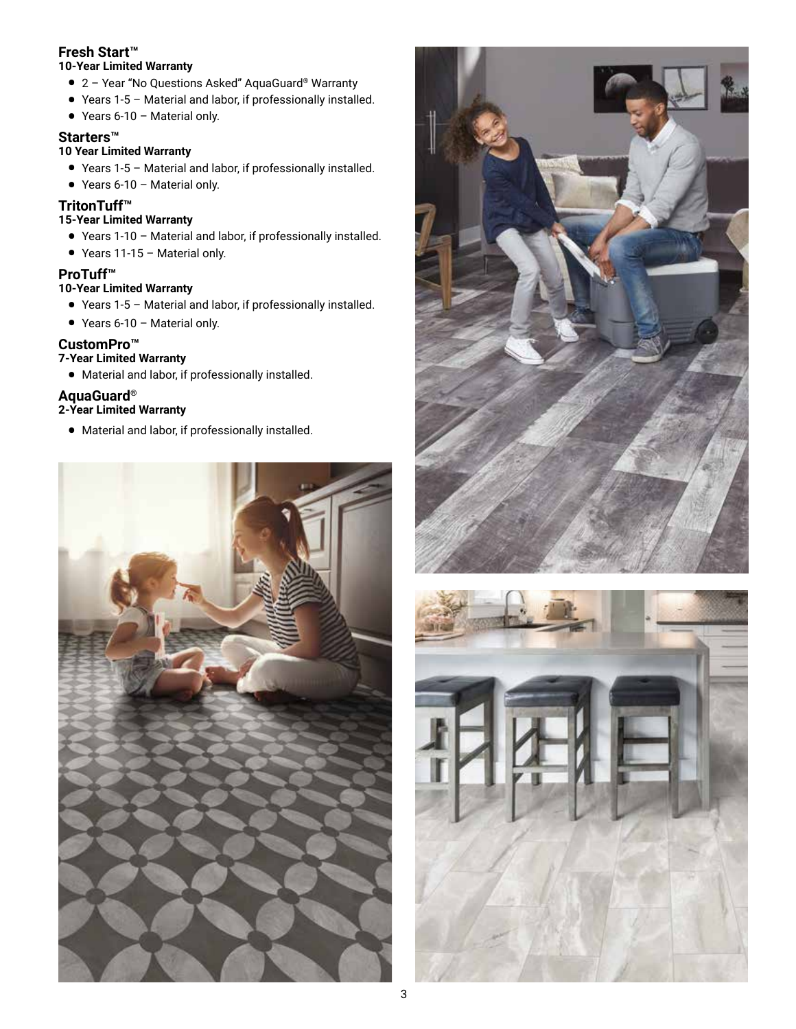## Fresh Start™

**10-Year Limited Warranty**

- 2 – Year "No Questions Asked" AquaGuard® Warranty
- Years 1-5 – Material and labor, if professionally installed.
- Years 6-10 – Material only.

## Starters™

**10 Year Limited Warranty**

- Years 1-5 – Material and labor, if professionally installed.
- Years 6-10 – Material only.

## TritonTuff™

**15-Year Limited Warranty**

- Years 1-10 – Material and labor, if professionally installed.
- Years 11-15 – Material only.

## ProTuff™

**10-Year Limited Warranty**

- Years 1-5 – Material and labor, if professionally installed.
- Years 6-10 – Material only.

## CustomPro™

**7-Year Limited Warranty**

- Material and labor, if professionally installed.

## AquaGuard®

**2-Year Limited Warranty**

- Material and labor, if professionally installed.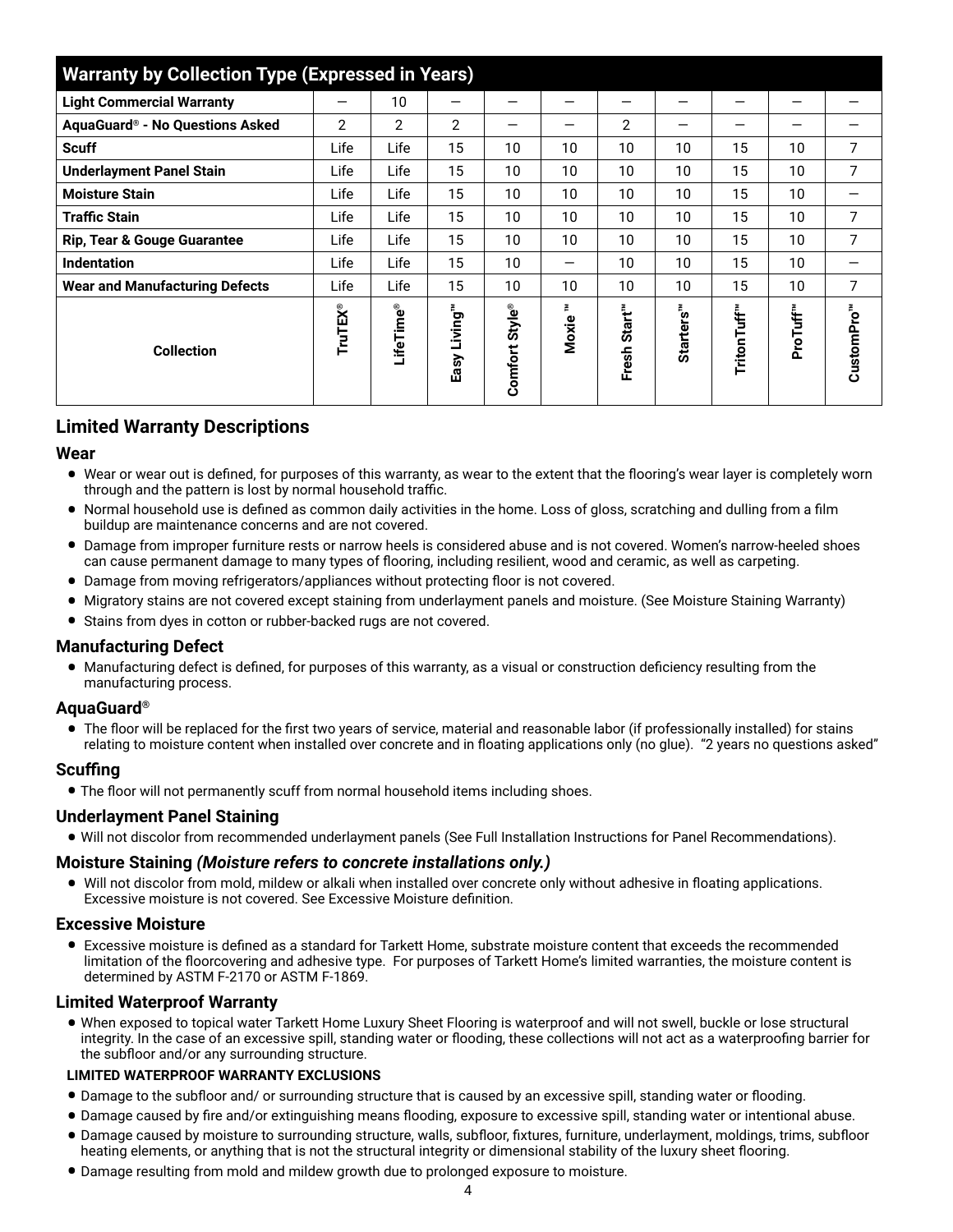| Warranty by Collection Type (Expressed in Years) | | | | | | | | | | |
|---|---|---|---|---|---|---|---|---|---|---|
| **Light Commercial Warranty** | — | 10 | — | — | — | — | — | — | — | — |
| **AquaGuard® - No Questions Asked** | 2 | 2 | 2 | — | — | 2 | — | — | — | — |
| **Scuff** | Life | Life | 15 | 10 | 10 | 10 | 10 | 15 | 10 | 7 |
| **Underlayment Panel Stain** | Life | Life | 15 | 10 | 10 | 10 | 10 | 15 | 10 | 7 |
| **Moisture Stain** | Life | Life | 15 | 10 | 10 | 10 | 10 | 15 | 10 | — |
| **Traffic Stain** | Life | Life | 15 | 10 | 10 | 10 | 10 | 15 | 10 | 7 |
| **Rip, Tear & Gouge Guarantee** | Life | Life | 15 | 10 | 10 | 10 | 10 | 15 | 10 | 7 |
| **Indentation** | Life | Life | 15 | 10 | — | 10 | 10 | 15 | 10 | — |
| **Wear and Manufacturing Defects** | Life | Life | 15 | 10 | 10 | 10 | 10 | 15 | 10 | 7 |
| **Collection** | **TruTEX®** | **LifeTime®** | **Easy Living™** | **Comfort Style®** | **Moxie™** | **Fresh Start™** | **Starters™** | **TritonTuff™** | **ProTuff™** | **CustomPro™** |

## Limited Warranty Descriptions

### Wear

- Wear or wear out is defined, for purposes of this warranty, as wear to the extent that the flooring's wear layer is completely worn through and the pattern is lost by normal household traffic.
- Normal household use is defined as common daily activities in the home. Loss of gloss, scratching and dulling from a film buildup are maintenance concerns and are not covered.
- Damage from improper furniture rests or narrow heels is considered abuse and is not covered. Women's narrow-heeled shoes can cause permanent damage to many types of flooring, including resilient, wood and ceramic, as well as carpeting.
- Damage from moving refrigerators/appliances without protecting floor is not covered.
- Migratory stains are not covered except staining from underlayment panels and moisture. (See Moisture Staining Warranty)
- Stains from dyes in cotton or rubber-backed rugs are not covered.

### Manufacturing Defect

- Manufacturing defect is defined, for purposes of this warranty, as a visual or construction deficiency resulting from the manufacturing process.

### AquaGuard®

- The floor will be replaced for the first two years of service, material and reasonable labor (if professionally installed) for stains relating to moisture content when installed over concrete and in floating applications only (no glue). "2 years no questions asked"

### Scuffing

- The floor will not permanently scuff from normal household items including shoes.

### Underlayment Panel Staining

- Will not discolor from recommended underlayment panels (See Full Installation Instructions for Panel Recommendations).

### Moisture Staining *(Moisture refers to concrete installations only.)*

- Will not discolor from mold, mildew or alkali when installed over concrete only without adhesive in floating applications. Excessive moisture is not covered. See Excessive Moisture definition.

### Excessive Moisture

- Excessive moisture is defined as a standard for Tarkett Home, substrate moisture content that exceeds the recommended limitation of the floorcovering and adhesive type. For purposes of Tarkett Home's limited warranties, the moisture content is determined by ASTM F-2170 or ASTM F-1869.

### Limited Waterproof Warranty

- When exposed to topical water Tarkett Home Luxury Sheet Flooring is waterproof and will not swell, buckle or lose structural integrity. In the case of an excessive spill, standing water or flooding, these collections will not act as a waterproofing barrier for the subfloor and/or any surrounding structure.

**LIMITED WATERPROOF WARRANTY EXCLUSIONS**

- Damage to the subfloor and/ or surrounding structure that is caused by an excessive spill, standing water or flooding.
- Damage caused by fire and/or extinguishing means flooding, exposure to excessive spill, standing water or intentional abuse.
- Damage caused by moisture to surrounding structure, walls, subfloor, fixtures, furniture, underlayment, moldings, trims, subfloor heating elements, or anything that is not the structural integrity or dimensional stability of the luxury sheet flooring.
- Damage resulting from mold and mildew growth due to prolonged exposure to moisture.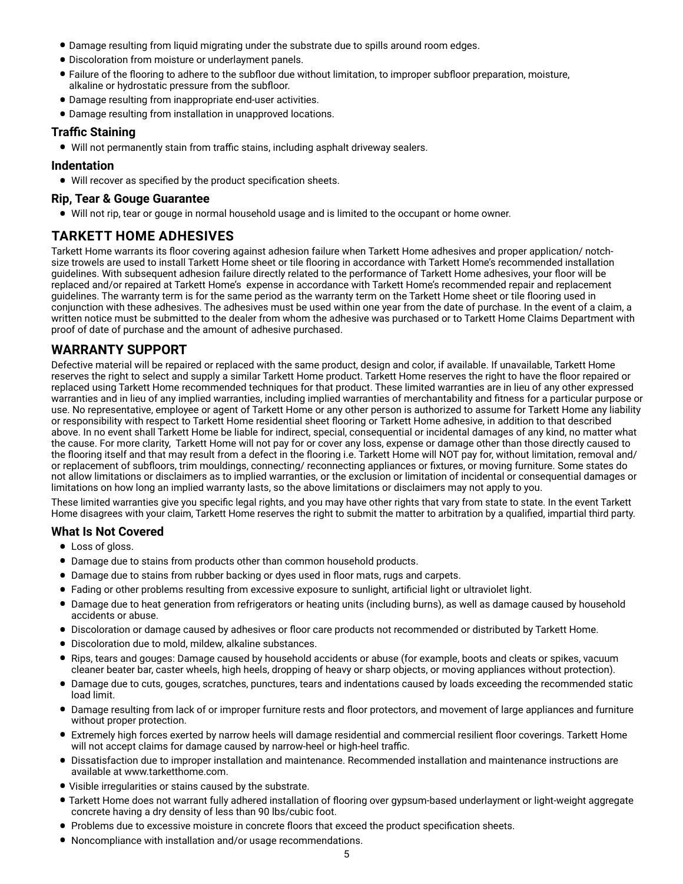- Damage resulting from liquid migrating under the substrate due to spills around room edges.
- Discoloration from moisture or underlayment panels.
- Failure of the flooring to adhere to the subfloor due without limitation, to improper subfloor preparation, moisture, alkaline or hydrostatic pressure from the subfloor.
- Damage resulting from inappropriate end-user activities.
- Damage resulting from installation in unapproved locations.

### Traffic Staining

- Will not permanently stain from traffic stains, including asphalt driveway sealers.

### Indentation

- Will recover as specified by the product specification sheets.

### Rip, Tear & Gouge Guarantee

- Will not rip, tear or gouge in normal household usage and is limited to the occupant or home owner.

## TARKETT HOME ADHESIVES

Tarkett Home warrants its floor covering against adhesion failure when Tarkett Home adhesives and proper application/ notch-size trowels are used to install Tarkett Home sheet or tile flooring in accordance with Tarkett Home's recommended installation guidelines. With subsequent adhesion failure directly related to the performance of Tarkett Home adhesives, your floor will be replaced and/or repaired at Tarkett Home's expense in accordance with Tarkett Home's recommended repair and replacement guidelines. The warranty term is for the same period as the warranty term on the Tarkett Home sheet or tile flooring used in conjunction with these adhesives. The adhesives must be used within one year from the date of purchase. In the event of a claim, a written notice must be submitted to the dealer from whom the adhesive was purchased or to Tarkett Home Claims Department with proof of date of purchase and the amount of adhesive purchased.

## WARRANTY SUPPORT

Defective material will be repaired or replaced with the same product, design and color, if available. If unavailable, Tarkett Home reserves the right to select and supply a similar Tarkett Home product. Tarkett Home reserves the right to have the floor repaired or replaced using Tarkett Home recommended techniques for that product. These limited warranties are in lieu of any other expressed warranties and in lieu of any implied warranties, including implied warranties of merchantability and fitness for a particular purpose or use. No representative, employee or agent of Tarkett Home or any other person is authorized to assume for Tarkett Home any liability or responsibility with respect to Tarkett Home residential sheet flooring or Tarkett Home adhesive, in addition to that described above. In no event shall Tarkett Home be liable for indirect, special, consequential or incidental damages of any kind, no matter what the cause. For more clarity, Tarkett Home will not pay for or cover any loss, expense or damage other than those directly caused to the flooring itself and that may result from a defect in the flooring i.e. Tarkett Home will NOT pay for, without limitation, removal and/ or replacement of subfloors, trim mouldings, connecting/ reconnecting appliances or fixtures, or moving furniture. Some states do not allow limitations or disclaimers as to implied warranties, or the exclusion or limitation of incidental or consequential damages or limitations on how long an implied warranty lasts, so the above limitations or disclaimers may not apply to you.

These limited warranties give you specific legal rights, and you may have other rights that vary from state to state. In the event Tarkett Home disagrees with your claim, Tarkett Home reserves the right to submit the matter to arbitration by a qualified, impartial third party.

### What Is Not Covered

- Loss of gloss.
- Damage due to stains from products other than common household products.
- Damage due to stains from rubber backing or dyes used in floor mats, rugs and carpets.
- Fading or other problems resulting from excessive exposure to sunlight, artificial light or ultraviolet light.
- Damage due to heat generation from refrigerators or heating units (including burns), as well as damage caused by household accidents or abuse.
- Discoloration or damage caused by adhesives or floor care products not recommended or distributed by Tarkett Home.
- Discoloration due to mold, mildew, alkaline substances.
- Rips, tears and gouges: Damage caused by household accidents or abuse (for example, boots and cleats or spikes, vacuum cleaner beater bar, caster wheels, high heels, dropping of heavy or sharp objects, or moving appliances without protection).
- Damage due to cuts, gouges, scratches, punctures, tears and indentations caused by loads exceeding the recommended static load limit.
- Damage resulting from lack of or improper furniture rests and floor protectors, and movement of large appliances and furniture without proper protection.
- Extremely high forces exerted by narrow heels will damage residential and commercial resilient floor coverings. Tarkett Home will not accept claims for damage caused by narrow-heel or high-heel traffic.
- Dissatisfaction due to improper installation and maintenance. Recommended installation and maintenance instructions are available at www.tarketthome.com.
- Visible irregularities or stains caused by the substrate.
- Tarkett Home does not warrant fully adhered installation of flooring over gypsum-based underlayment or light-weight aggregate concrete having a dry density of less than 90 lbs/cubic foot.
- Problems due to excessive moisture in concrete floors that exceed the product specification sheets.
- Noncompliance with installation and/or usage recommendations.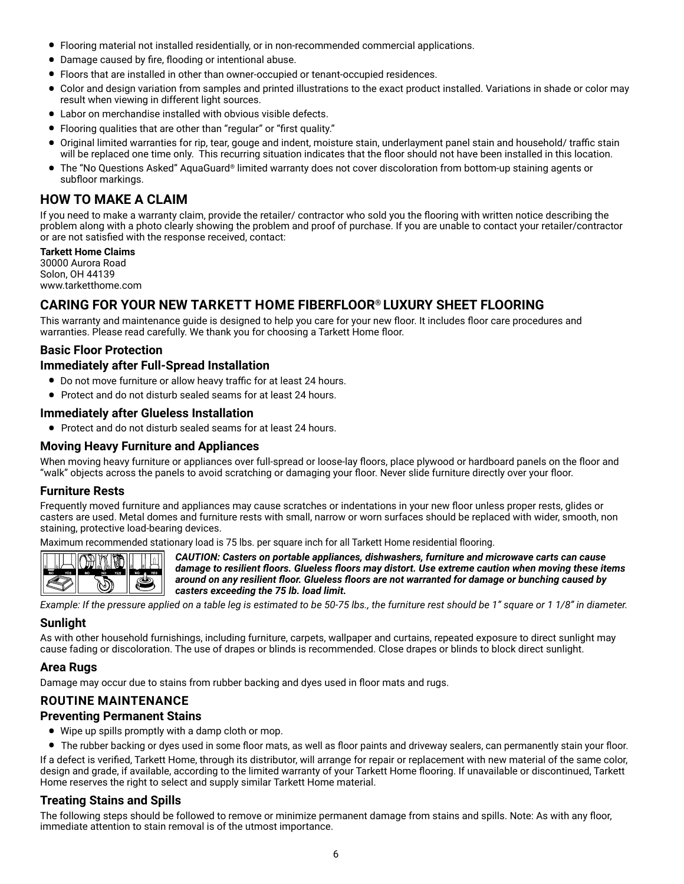- Flooring material not installed residentially, or in non-recommended commercial applications.
- Damage caused by fire, flooding or intentional abuse.
- Floors that are installed in other than owner-occupied or tenant-occupied residences.
- Color and design variation from samples and printed illustrations to the exact product installed. Variations in shade or color may result when viewing in different light sources.
- Labor on merchandise installed with obvious visible defects.
- Flooring qualities that are other than "regular" or "first quality."
- Original limited warranties for rip, tear, gouge and indent, moisture stain, underlayment panel stain and household/ traffic stain will be replaced one time only. This recurring situation indicates that the floor should not have been installed in this location.
- The "No Questions Asked" AquaGuard® limited warranty does not cover discoloration from bottom-up staining agents or subfloor markings.

## HOW TO MAKE A CLAIM

If you need to make a warranty claim, provide the retailer/ contractor who sold you the flooring with written notice describing the problem along with a photo clearly showing the problem and proof of purchase. If you are unable to contact your retailer/contractor or are not satisfied with the response received, contact:

**Tarkett Home Claims**
30000 Aurora Road
Solon, OH 44139
www.tarketthome.com

## CARING FOR YOUR NEW TARKETT HOME FIBERFLOOR® LUXURY SHEET FLOORING

This warranty and maintenance guide is designed to help you care for your new floor. It includes floor care procedures and warranties. Please read carefully. We thank you for choosing a Tarkett Home floor.

### Basic Floor Protection

### Immediately after Full-Spread Installation

- Do not move furniture or allow heavy traffic for at least 24 hours.
- Protect and do not disturb sealed seams for at least 24 hours.

### Immediately after Glueless Installation

- Protect and do not disturb sealed seams for at least 24 hours.

### Moving Heavy Furniture and Appliances

When moving heavy furniture or appliances over full-spread or loose-lay floors, place plywood or hardboard panels on the floor and "walk" objects across the panels to avoid scratching or damaging your floor. Never slide furniture directly over your floor.

### Furniture Rests

Frequently moved furniture and appliances may cause scratches or indentations in your new floor unless proper rests, glides or casters are used. Metal domes and furniture rests with small, narrow or worn surfaces should be replaced with wider, smooth, non staining, protective load-bearing devices.

Maximum recommended stationary load is 75 lbs. per square inch for all Tarkett Home residential flooring.

***CAUTION: Casters on portable appliances, dishwashers, furniture and microwave carts can cause damage to resilient floors. Glueless floors may distort. Use extreme caution when moving these items around on any resilient floor. Glueless floors are not warranted for damage or bunching caused by casters exceeding the 75 lb. load limit.***

*Example: If the pressure applied on a table leg is estimated to be 50-75 lbs., the furniture rest should be 1" square or 1 1/8" in diameter.*

### Sunlight

As with other household furnishings, including furniture, carpets, wallpaper and curtains, repeated exposure to direct sunlight may cause fading or discoloration. The use of drapes or blinds is recommended. Close drapes or blinds to block direct sunlight.

### Area Rugs

Damage may occur due to stains from rubber backing and dyes used in floor mats and rugs.

## ROUTINE MAINTENANCE

### Preventing Permanent Stains

- Wipe up spills promptly with a damp cloth or mop.
- The rubber backing or dyes used in some floor mats, as well as floor paints and driveway sealers, can permanently stain your floor.

If a defect is verified, Tarkett Home, through its distributor, will arrange for repair or replacement with new material of the same color, design and grade, if available, according to the limited warranty of your Tarkett Home flooring. If unavailable or discontinued, Tarkett Home reserves the right to select and supply similar Tarkett Home material.

### Treating Stains and Spills

The following steps should be followed to remove or minimize permanent damage from stains and spills. Note: As with any floor, immediate attention to stain removal is of the utmost importance.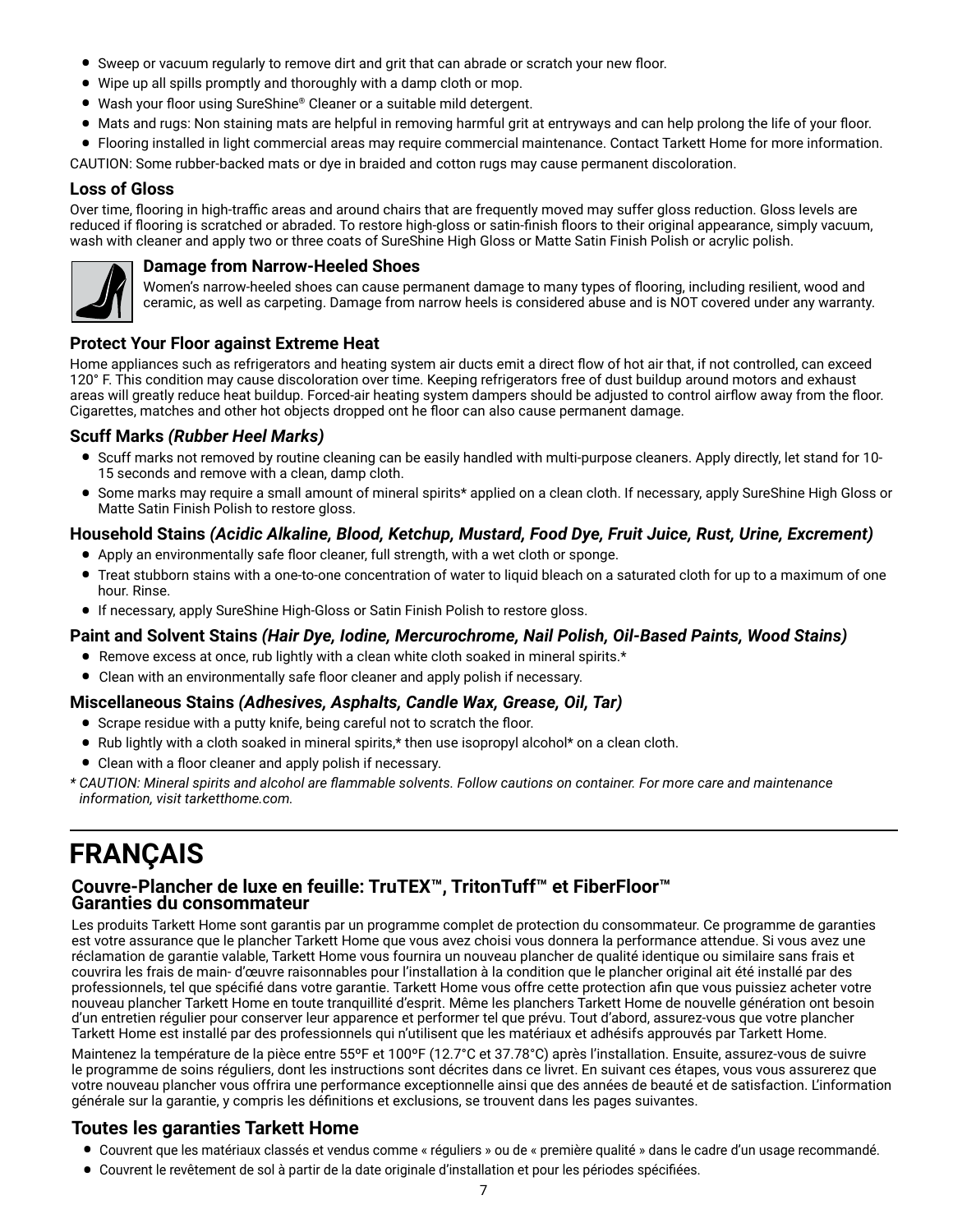- Sweep or vacuum regularly to remove dirt and grit that can abrade or scratch your new floor.
- Wipe up all spills promptly and thoroughly with a damp cloth or mop.
- Wash your floor using SureShine® Cleaner or a suitable mild detergent.
- Mats and rugs: Non staining mats are helpful in removing harmful grit at entryways and can help prolong the life of your floor.
- Flooring installed in light commercial areas may require commercial maintenance. Contact Tarkett Home for more information.

CAUTION: Some rubber-backed mats or dye in braided and cotton rugs may cause permanent discoloration.

### Loss of Gloss

Over time, flooring in high-traffic areas and around chairs that are frequently moved may suffer gloss reduction. Gloss levels are reduced if flooring is scratched or abraded. To restore high-gloss or satin-finish floors to their original appearance, simply vacuum, wash with cleaner and apply two or three coats of SureShine High Gloss or Matte Satin Finish Polish or acrylic polish.

### Damage from Narrow-Heeled Shoes

Women's narrow-heeled shoes can cause permanent damage to many types of flooring, including resilient, wood and ceramic, as well as carpeting. Damage from narrow heels is considered abuse and is NOT covered under any warranty.

### Protect Your Floor against Extreme Heat

Home appliances such as refrigerators and heating system air ducts emit a direct flow of hot air that, if not controlled, can exceed 120° F. This condition may cause discoloration over time. Keeping refrigerators free of dust buildup around motors and exhaust areas will greatly reduce heat buildup. Forced-air heating system dampers should be adjusted to control airflow away from the floor. Cigarettes, matches and other hot objects dropped ont he floor can also cause permanent damage.

### Scuff Marks *(Rubber Heel Marks)*

- Scuff marks not removed by routine cleaning can be easily handled with multi-purpose cleaners. Apply directly, let stand for 10-15 seconds and remove with a clean, damp cloth.
- Some marks may require a small amount of mineral spirits* applied on a clean cloth. If necessary, apply SureShine High Gloss or Matte Satin Finish Polish to restore gloss.

### Household Stains *(Acidic Alkaline, Blood, Ketchup, Mustard, Food Dye, Fruit Juice, Rust, Urine, Excrement)*

- Apply an environmentally safe floor cleaner, full strength, with a wet cloth or sponge.
- Treat stubborn stains with a one-to-one concentration of water to liquid bleach on a saturated cloth for up to a maximum of one hour. Rinse.
- If necessary, apply SureShine High-Gloss or Satin Finish Polish to restore gloss.

### Paint and Solvent Stains *(Hair Dye, Iodine, Mercurochrome, Nail Polish, Oil-Based Paints, Wood Stains)*

- Remove excess at once, rub lightly with a clean white cloth soaked in mineral spirits.*
- Clean with an environmentally safe floor cleaner and apply polish if necessary.

### Miscellaneous Stains *(Adhesives, Asphalts, Candle Wax, Grease, Oil, Tar)*

- Scrape residue with a putty knife, being careful not to scratch the floor.
- Rub lightly with a cloth soaked in mineral spirits,* then use isopropyl alcohol* on a clean cloth.
- Clean with a floor cleaner and apply polish if necessary.

*\* CAUTION: Mineral spirits and alcohol are flammable solvents. Follow cautions on container. For more care and maintenance information, visit tarketthome.com.*

---

# FRANÇAIS

## Couvre-Plancher de luxe en feuille: TruTEX™, TritonTuff™ et FiberFloor™ Garanties du consommateur

Les produits Tarkett Home sont garantis par un programme complet de protection du consommateur. Ce programme de garanties est votre assurance que le plancher Tarkett Home que vous avez choisi vous donnera la performance attendue. Si vous avez une réclamation de garantie valable, Tarkett Home vous fournira un nouveau plancher de qualité identique ou similaire sans frais et couvrira les frais de main- d'œuvre raisonnables pour l'installation à la condition que le plancher original ait été installé par des professionnels, tel que spécifié dans votre garantie. Tarkett Home vous offre cette protection afin que vous puissiez acheter votre nouveau plancher Tarkett Home en toute tranquillité d'esprit. Même les planchers Tarkett Home de nouvelle génération ont besoin d'un entretien régulier pour conserver leur apparence et performer tel que prévu. Tout d'abord, assurez-vous que votre plancher Tarkett Home est installé par des professionnels qui n'utilisent que les matériaux et adhésifs approuvés par Tarkett Home.

Maintenez la température de la pièce entre 55ºF et 100ºF (12.7°C et 37.78°C) après l'installation. Ensuite, assurez-vous de suivre le programme de soins réguliers, dont les instructions sont décrites dans ce livret. En suivant ces étapes, vous vous assurerez que votre nouveau plancher vous offrira une performance exceptionnelle ainsi que des années de beauté et de satisfaction. L'information générale sur la garantie, y compris les définitions et exclusions, se trouvent dans les pages suivantes.

### Toutes les garanties Tarkett Home

- Couvrent que les matériaux classés et vendus comme « réguliers » ou de « première qualité » dans le cadre d'un usage recommandé.
- Couvrent le revêtement de sol à partir de la date originale d'installation et pour les périodes spécifiées.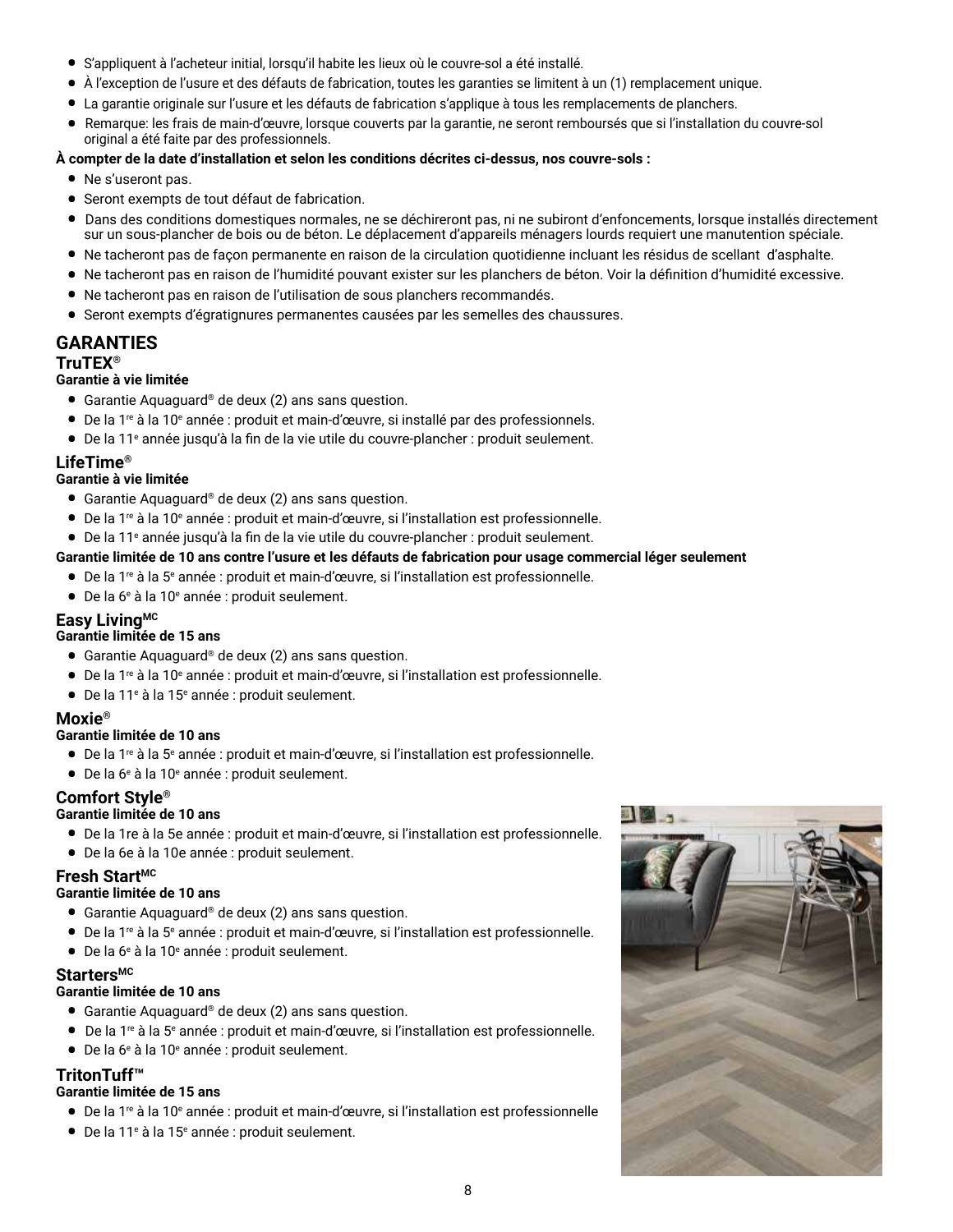- S'appliquent à l'acheteur initial, lorsqu'il habite les lieux où le couvre-sol a été installé.
- À l'exception de l'usure et des défauts de fabrication, toutes les garanties se limitent à un (1) remplacement unique.
- La garantie originale sur l'usure et les défauts de fabrication s'applique à tous les remplacements de planchers.
- Remarque: les frais de main-d'œuvre, lorsque couverts par la garantie, ne seront remboursés que si l'installation du couvre-sol original a été faite par des professionnels.

**À compter de la date d'installation et selon les conditions décrites ci-dessus, nos couvre-sols :**

- Ne s'useront pas.
- Seront exempts de tout défaut de fabrication.
- Dans des conditions domestiques normales, ne se déchireront pas, ni ne subiront d'enfoncements, lorsque installés directement sur un sous-plancher de bois ou de béton. Le déplacement d'appareils ménagers lourds requiert une manutention spéciale.
- Ne tacheront pas de façon permanente en raison de la circulation quotidienne incluant les résidus de scellant d'asphalte.
- Ne tacheront pas en raison de l'humidité pouvant exister sur les planchers de béton. Voir la définition d'humidité excessive.
- Ne tacheront pas en raison de l'utilisation de sous planchers recommandés.
- Seront exempts d'égratignures permanentes causées par les semelles des chaussures.

## GARANTIES

### TruTEX®

**Garantie à vie limitée**

- Garantie Aquaguard® de deux (2) ans sans question.
- De la 1re à la 10e année : produit et main-d'œuvre, si installé par des professionnels.
- De la 11e année jusqu'à la fin de la vie utile du couvre-plancher : produit seulement.

### LifeTime®

**Garantie à vie limitée**

- Garantie Aquaguard® de deux (2) ans sans question.
- De la 1re à la 10e année : produit et main-d'œuvre, si l'installation est professionnelle.
- De la 11e année jusqu'à la fin de la vie utile du couvre-plancher : produit seulement.

**Garantie limitée de 10 ans contre l'usure et les défauts de fabrication pour usage commercial léger seulement**

- De la 1re à la 5e année : produit et main-d'œuvre, si l'installation est professionnelle.
- De la 6e à la 10e année : produit seulement.

### Easy LivingMC

**Garantie limitée de 15 ans**

- Garantie Aquaguard® de deux (2) ans sans question.
- De la 1re à la 10e année : produit et main-d'œuvre, si l'installation est professionnelle.
- De la 11e à la 15e année : produit seulement.

### Moxie®

**Garantie limitée de 10 ans**

- De la 1re à la 5e année : produit et main-d'œuvre, si l'installation est professionnelle.
- De la 6e à la 10e année : produit seulement.

### Comfort Style®

**Garantie limitée de 10 ans**

- De la 1re à la 5e année : produit et main-d'œuvre, si l'installation est professionnelle.
- De la 6e à la 10e année : produit seulement.

### Fresh StartMC

**Garantie limitée de 10 ans**

- Garantie Aquaguard® de deux (2) ans sans question.
- De la 1re à la 5e année : produit et main-d'œuvre, si l'installation est professionnelle.
- De la 6e à la 10e année : produit seulement.

### StartersMC

**Garantie limitée de 10 ans**

- Garantie Aquaguard® de deux (2) ans sans question.
- De la 1re à la 5e année : produit et main-d'œuvre, si l'installation est professionnelle.
- De la 6e à la 10e année : produit seulement.

### TritonTuff™

**Garantie limitée de 15 ans**

- De la 1re à la 10e année : produit et main-d'œuvre, si l'installation est professionnelle
- De la 11e à la 15e année : produit seulement.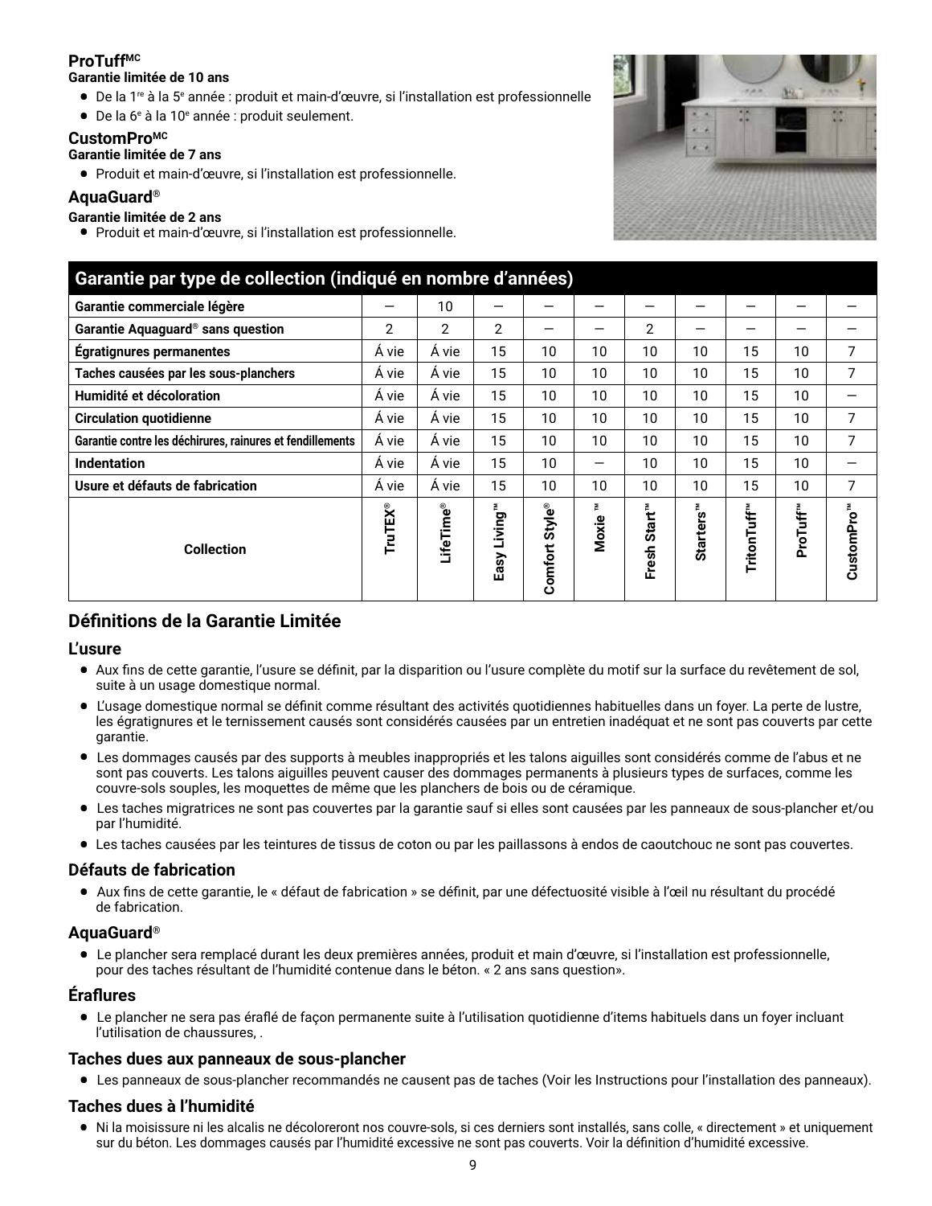**ProTuff**[MC]

**Garantie limitée de 10 ans**

- De la 1re à la 5e année : produit et main-d'œuvre, si l'installation est professionnelle
- De la 6e à la 10e année : produit seulement.

**CustomPro**[MC]

**Garantie limitée de 7 ans**

- Produit et main-d'œuvre, si l'installation est professionnelle.

**AquaGuard®**

**Garantie limitée de 2 ans**

- Produit et main-d'œuvre, si l'installation est professionnelle.

| Garantie par type de collection (indiqué en nombre d'années) | | | | | | | | | | |
|---|---|---|---|---|---|---|---|---|---|---|
| **Garantie commerciale légère** | — | 10 | — | — | — | — | — | — | — | — |
| **Garantie Aquaguard® sans question** | 2 | 2 | 2 | — | — | 2 | — | — | — | — |
| **Égratignures permanentes** | Á vie | Á vie | 15 | 10 | 10 | 10 | 10 | 15 | 10 | 7 |
| **Taches causées par les sous-planchers** | Á vie | Á vie | 15 | 10 | 10 | 10 | 10 | 15 | 10 | 7 |
| **Humidité et décoloration** | Á vie | Á vie | 15 | 10 | 10 | 10 | 10 | 15 | 10 | — |
| **Circulation quotidienne** | Á vie | Á vie | 15 | 10 | 10 | 10 | 10 | 15 | 10 | 7 |
| **Garantie contre les déchirures, rainures et fendillements** | Á vie | Á vie | 15 | 10 | 10 | 10 | 10 | 15 | 10 | 7 |
| **Indentation** | Á vie | Á vie | 15 | 10 | — | 10 | 10 | 15 | 10 | — |
| **Usure et défauts de fabrication** | Á vie | Á vie | 15 | 10 | 10 | 10 | 10 | 15 | 10 | 7 |
| **Collection** | **TruTEX®** | **LifeTime®** | **Easy Living™** | **Comfort Style®** | **Moxie ™** | **Fresh Start™** | **Starters™** | **TritonTuff™** | **ProTuff™** | **CustomPro™** |

## Définitions de la Garantie Limitée

### L'usure

- Aux fins de cette garantie, l'usure se définit, par la disparition ou l'usure complète du motif sur la surface du revêtement de sol, suite à un usage domestique normal.
- L'usage domestique normal se définit comme résultant des activités quotidiennes habituelles dans un foyer. La perte de lustre, les égratignures et le ternissement causés sont considérés causées par un entretien inadéquat et ne sont pas couverts par cette garantie.
- Les dommages causés par des supports à meubles inappropriés et les talons aiguilles sont considérés comme de l'abus et ne sont pas couverts. Les talons aiguilles peuvent causer des dommages permanents à plusieurs types de surfaces, comme les couvre-sols souples, les moquettes de même que les planchers de bois ou de céramique.
- Les taches migratrices ne sont pas couvertes par la garantie sauf si elles sont causées par les panneaux de sous-plancher et/ou par l'humidité.
- Les taches causées par les teintures de tissus de coton ou par les paillassons à endos de caoutchouc ne sont pas couvertes.

### Défauts de fabrication

- Aux fins de cette garantie, le « défaut de fabrication » se définit, par une défectuosité visible à l'œil nu résultant du procédé de fabrication.

### AquaGuard®

- Le plancher sera remplacé durant les deux premières années, produit et main d'œuvre, si l'installation est professionnelle, pour des taches résultant de l'humidité contenue dans le béton. « 2 ans sans question».

### Éraflures

- Le plancher ne sera pas éraflé de façon permanente suite à l'utilisation quotidienne d'items habituels dans un foyer incluant l'utilisation de chaussures, .

### Taches dues aux panneaux de sous-plancher

- Les panneaux de sous-plancher recommandés ne causent pas de taches (Voir les Instructions pour l'installation des panneaux).

### Taches dues à l'humidité

- Ni la moisissure ni les alcalis ne décoloreront nos couvre-sols, si ces derniers sont installés, sans colle, « directement » et uniquement sur du béton. Les dommages causés par l'humidité excessive ne sont pas couverts. Voir la définition d'humidité excessive.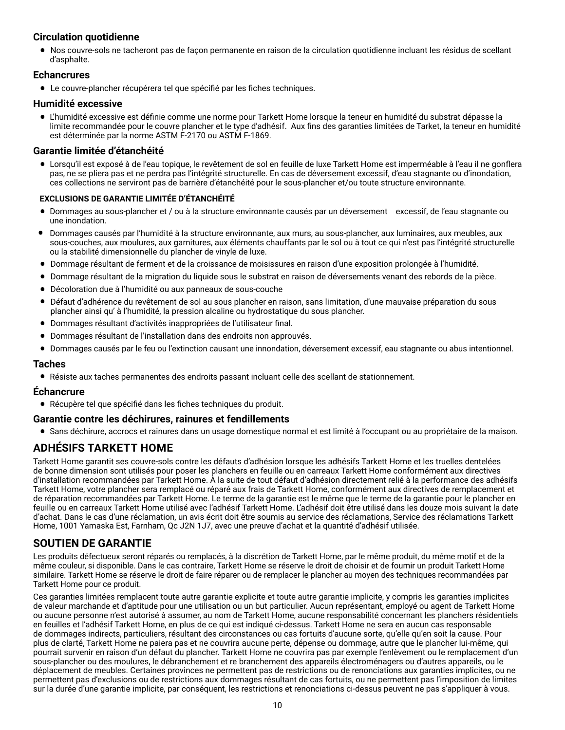### Circulation quotidienne

- Nos couvre-sols ne tacheront pas de façon permanente en raison de la circulation quotidienne incluant les résidus de scellant d'asphalte.

### Echancrures

- Le couvre-plancher récupérera tel que spécifié par les fiches techniques.

### Humidité excessive

- L'humidité excessive est définie comme une norme pour Tarkett Home lorsque la teneur en humidité du substrat dépasse la limite recommandée pour le couvre plancher et le type d'adhésif. Aux fins des garanties limitées de Tarket, la teneur en humidité est déterminée par la norme ASTM F-2170 ou ASTM F-1869.

### Garantie limitée d'étanchéité

- Lorsqu'il est exposé à de l'eau topique, le revêtement de sol en feuille de luxe Tarkett Home est imperméable à l'eau il ne gonflera pas, ne se pliera pas et ne perdra pas l'intégrité structurelle. En cas de déversement excessif, d'eau stagnante ou d'inondation, ces collections ne serviront pas de barrière d'étanchéité pour le sous-plancher et/ou toute structure environnante.

#### EXCLUSIONS DE GARANTIE LIMITÉE D'ÉTANCHÉITÉ

- Dommages au sous-plancher et / ou à la structure environnante causés par un déversement excessif, de l'eau stagnante ou une inondation.
- Dommages causés par l'humidité à la structure environnante, aux murs, au sous-plancher, aux luminaires, aux meubles, aux sous-couches, aux moulures, aux garnitures, aux éléments chauffants par le sol ou à tout ce qui n'est pas l'intégrité structurelle ou la stabilité dimensionnelle du plancher de vinyle de luxe.
- Dommage résultant de ferment et de la croissance de moisissures en raison d'une exposition prolongée à l'humidité.
- Dommage résultant de la migration du liquide sous le substrat en raison de déversements venant des rebords de la pièce.
- Décoloration due à l'humidité ou aux panneaux de sous-couche
- Défaut d'adhérence du revêtement de sol au sous plancher en raison, sans limitation, d'une mauvaise préparation du sous plancher ainsi qu' à l'humidité, la pression alcaline ou hydrostatique du sous plancher.
- Dommages résultant d'activités inappropriées de l'utilisateur final.
- Dommages résultant de l'installation dans des endroits non approuvés.
- Dommages causés par le feu ou l'extinction causant une innondation, déversement excessif, eau stagnante ou abus intentionnel.

### Taches

- Résiste aux taches permanentes des endroits passant incluant celle des scellant de stationnement.

### Échancrure

- Récupère tel que spécifié dans les fiches techniques du produit.

### Garantie contre les déchirures, rainures et fendillements

- Sans déchirure, accrocs et rainures dans un usage domestique normal et est limité à l'occupant ou au propriétaire de la maison.

## ADHÉSIFS TARKETT HOME

Tarkett Home garantit ses couvre-sols contre les défauts d'adhésion lorsque les adhésifs Tarkett Home et les truelles dentelées de bonne dimension sont utilisés pour poser les planchers en feuille ou en carreaux Tarkett Home conformément aux directives d'installation recommandées par Tarkett Home. À la suite de tout défaut d'adhésion directement relié à la performance des adhésifs Tarkett Home, votre plancher sera remplacé ou réparé aux frais de Tarkett Home, conformément aux directives de remplacement et de réparation recommandées par Tarkett Home. Le terme de la garantie est le même que le terme de la garantie pour le plancher en feuille ou en carreaux Tarkett Home utilisé avec l'adhésif Tarkett Home. L'adhésif doit être utilisé dans les douze mois suivant la date d'achat. Dans le cas d'une réclamation, un avis écrit doit être soumis au service des réclamations, Service des réclamations Tarkett Home, 1001 Yamaska Est, Farnham, Qc J2N 1J7, avec une preuve d'achat et la quantité d'adhésif utilisée.

## SOUTIEN DE GARANTIE

Les produits défectueux seront réparés ou remplacés, à la discrétion de Tarkett Home, par le même produit, du même motif et de la même couleur, si disponible. Dans le cas contraire, Tarkett Home se réserve le droit de choisir et de fournir un produit Tarkett Home similaire. Tarkett Home se réserve le droit de faire réparer ou de remplacer le plancher au moyen des techniques recommandées par Tarkett Home pour ce produit.

Ces garanties limitées remplacent toute autre garantie explicite et toute autre garantie implicite, y compris les garanties implicites de valeur marchande et d'aptitude pour une utilisation ou un but particulier. Aucun représentant, employé ou agent de Tarkett Home ou aucune personne n'est autorisé à assumer, au nom de Tarkett Home, aucune responsabilité concernant les planchers résidentiels en feuilles et l'adhésif Tarkett Home, en plus de ce qui est indiqué ci-dessus. Tarkett Home ne sera en aucun cas responsable de dommages indirects, particuliers, résultant des circonstances ou cas fortuits d'aucune sorte, qu'elle qu'en soit la cause. Pour plus de clarté, Tarkett Home ne paiera pas et ne couvrira aucune perte, dépense ou dommage, autre que le plancher lui-même, qui pourrait survenir en raison d'un défaut du plancher. Tarkett Home ne couvrira pas par exemple l'enlèvement ou le remplacement d'un sous-plancher ou des moulures, le débranchement et re branchement des appareils électroménagers ou d'autres appareils, ou le déplacement de meubles. Certaines provinces ne permettent pas de restrictions ou de renonciations aux garanties implicites, ou ne permettent pas d'exclusions ou de restrictions aux dommages résultant de cas fortuits, ou ne permettent pas l'imposition de limites sur la durée d'une garantie implicite, par conséquent, les restrictions et renonciations ci-dessus peuvent ne pas s'appliquer à vous.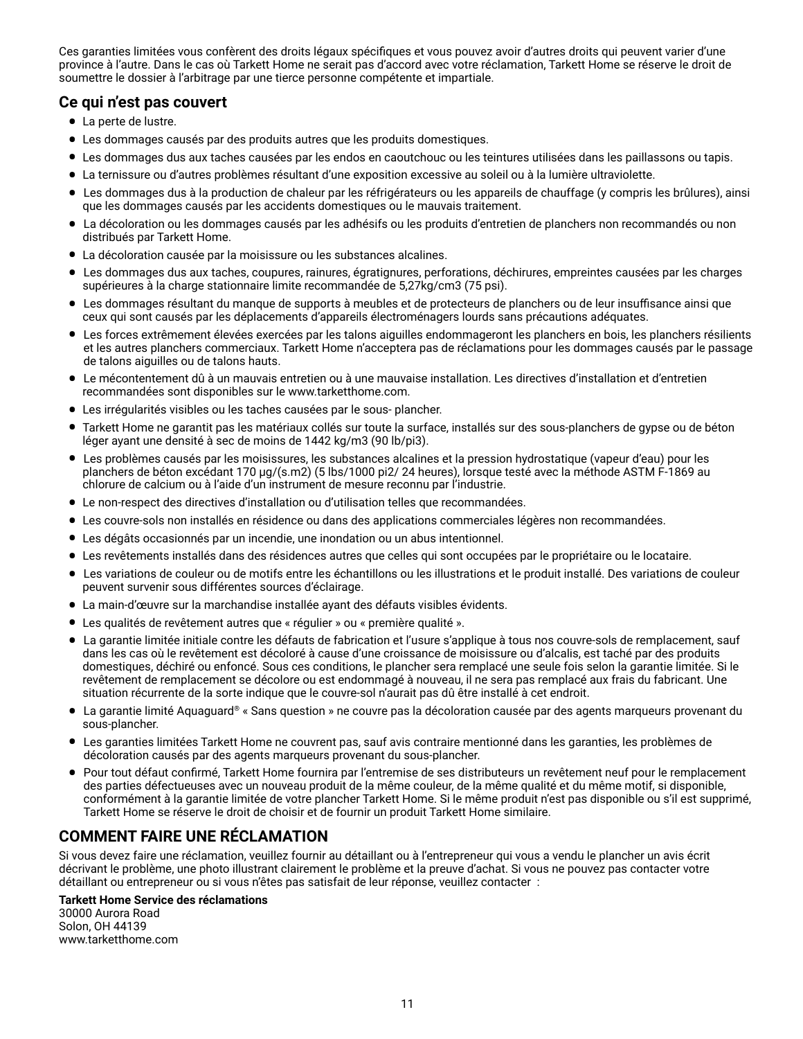Ces garanties limitées vous confèrent des droits légaux spécifiques et vous pouvez avoir d'autres droits qui peuvent varier d'une province à l'autre. Dans le cas où Tarkett Home ne serait pas d'accord avec votre réclamation, Tarkett Home se réserve le droit de soumettre le dossier à l'arbitrage par une tierce personne compétente et impartiale.

## Ce qui n'est pas couvert

- La perte de lustre.
- Les dommages causés par des produits autres que les produits domestiques.
- Les dommages dus aux taches causées par les endos en caoutchouc ou les teintures utilisées dans les paillassons ou tapis.
- La ternissure ou d'autres problèmes résultant d'une exposition excessive au soleil ou à la lumière ultraviolette.
- Les dommages dus à la production de chaleur par les réfrigérateurs ou les appareils de chauffage (y compris les brûlures), ainsi que les dommages causés par les accidents domestiques ou le mauvais traitement.
- La décoloration ou les dommages causés par les adhésifs ou les produits d'entretien de planchers non recommandés ou non distribués par Tarkett Home.
- La décoloration causée par la moisissure ou les substances alcalines.
- Les dommages dus aux taches, coupures, rainures, égratignures, perforations, déchirures, empreintes causées par les charges supérieures à la charge stationnaire limite recommandée de 5,27kg/cm3 (75 psi).
- Les dommages résultant du manque de supports à meubles et de protecteurs de planchers ou de leur insuffisance ainsi que ceux qui sont causés par les déplacements d'appareils électroménagers lourds sans précautions adéquates.
- Les forces extrêmement élevées exercées par les talons aiguilles endommageront les planchers en bois, les planchers résilients et les autres planchers commerciaux. Tarkett Home n'acceptera pas de réclamations pour les dommages causés par le passage de talons aiguilles ou de talons hauts.
- Le mécontentement dû à un mauvais entretien ou à une mauvaise installation. Les directives d'installation et d'entretien recommandées sont disponibles sur le www.tarketthome.com.
- Les irrégularités visibles ou les taches causées par le sous- plancher.
- Tarkett Home ne garantit pas les matériaux collés sur toute la surface, installés sur des sous-planchers de gypse ou de béton léger ayant une densité à sec de moins de 1442 kg/m3 (90 lb/pi3).
- Les problèmes causés par les moisissures, les substances alcalines et la pression hydrostatique (vapeur d'eau) pour les planchers de béton excédant 170 µg/(s.m2) (5 lbs/1000 pi2/ 24 heures), lorsque testé avec la méthode ASTM F-1869 au chlorure de calcium ou à l'aide d'un instrument de mesure reconnu par l'industrie.
- Le non-respect des directives d'installation ou d'utilisation telles que recommandées.
- Les couvre-sols non installés en résidence ou dans des applications commerciales légères non recommandées.
- Les dégâts occasionnés par un incendie, une inondation ou un abus intentionnel.
- Les revêtements installés dans des résidences autres que celles qui sont occupées par le propriétaire ou le locataire.
- Les variations de couleur ou de motifs entre les échantillons ou les illustrations et le produit installé. Des variations de couleur peuvent survenir sous différentes sources d'éclairage.
- La main-d'œuvre sur la marchandise installée ayant des défauts visibles évidents.
- Les qualités de revêtement autres que « régulier » ou « première qualité ».
- La garantie limitée initiale contre les défauts de fabrication et l'usure s'applique à tous nos couvre-sols de remplacement, sauf dans les cas où le revêtement est décoloré à cause d'une croissance de moisissure ou d'alcalis, est taché par des produits domestiques, déchiré ou enfoncé. Sous ces conditions, le plancher sera remplacé une seule fois selon la garantie limitée. Si le revêtement de remplacement se décolore ou est endommagé à nouveau, il ne sera pas remplacé aux frais du fabricant. Une situation récurrente de la sorte indique que le couvre-sol n'aurait pas dû être installé à cet endroit.
- La garantie limité Aquaguard® « Sans question » ne couvre pas la décoloration causée par des agents marqueurs provenant du sous-plancher.
- Les garanties limitées Tarkett Home ne couvrent pas, sauf avis contraire mentionné dans les garanties, les problèmes de décoloration causés par des agents marqueurs provenant du sous-plancher.
- Pour tout défaut confirmé, Tarkett Home fournira par l'entremise de ses distributeurs un revêtement neuf pour le remplacement des parties défectueuses avec un nouveau produit de la même couleur, de la même qualité et du même motif, si disponible, conformément à la garantie limitée de votre plancher Tarkett Home. Si le même produit n'est pas disponible ou s'il est supprimé, Tarkett Home se réserve le droit de choisir et de fournir un produit Tarkett Home similaire.

## COMMENT FAIRE UNE RÉCLAMATION

Si vous devez faire une réclamation, veuillez fournir au détaillant ou à l'entrepreneur qui vous a vendu le plancher un avis écrit décrivant le problème, une photo illustrant clairement le problème et la preuve d'achat. Si vous ne pouvez pas contacter votre détaillant ou entrepreneur ou si vous n'êtes pas satisfait de leur réponse, veuillez contacter :

**Tarkett Home Service des réclamations**
30000 Aurora Road
Solon, OH 44139
www.tarketthome.com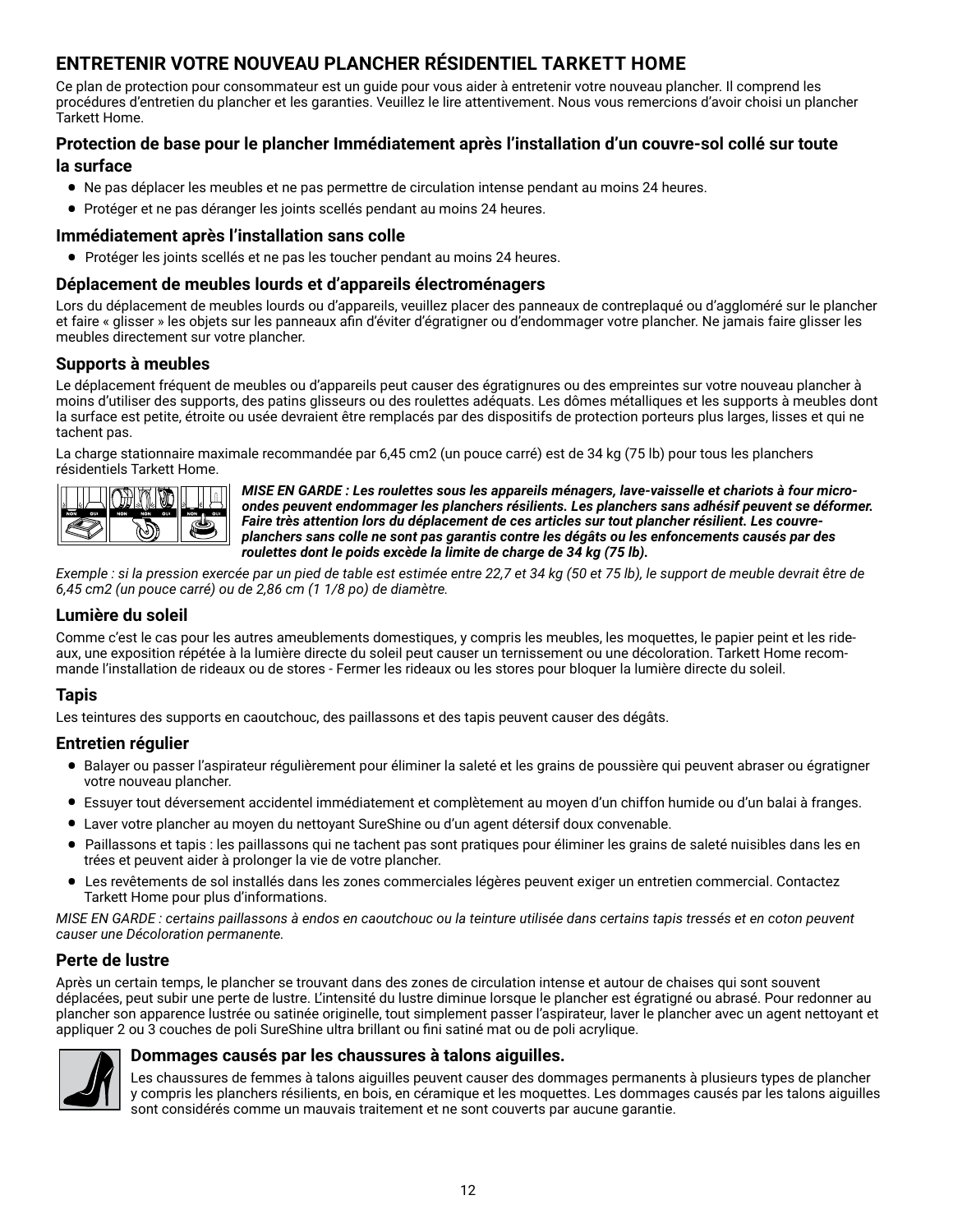## ENTRETENIR VOTRE NOUVEAU PLANCHER RÉSIDENTIEL TARKETT HOME

Ce plan de protection pour consommateur est un guide pour vous aider à entretenir votre nouveau plancher. Il comprend les procédures d'entretien du plancher et les garanties. Veuillez le lire attentivement. Nous vous remercions d'avoir choisi un plancher Tarkett Home.

### Protection de base pour le plancher Immédiatement après l'installation d'un couvre-sol collé sur toute la surface

- Ne pas déplacer les meubles et ne pas permettre de circulation intense pendant au moins 24 heures.
- Protéger et ne pas déranger les joints scellés pendant au moins 24 heures.

### Immédiatement après l'installation sans colle

- Protéger les joints scellés et ne pas les toucher pendant au moins 24 heures.

### Déplacement de meubles lourds et d'appareils électroménagers

Lors du déplacement de meubles lourds ou d'appareils, veuillez placer des panneaux de contreplaqué ou d'aggloméré sur le plancher et faire « glisser » les objets sur les panneaux afin d'éviter d'égratigner ou d'endommager votre plancher. Ne jamais faire glisser les meubles directement sur votre plancher.

### Supports à meubles

Le déplacement fréquent de meubles ou d'appareils peut causer des égratignures ou des empreintes sur votre nouveau plancher à moins d'utiliser des supports, des patins glisseurs ou des roulettes adéquats. Les dômes métalliques et les supports à meubles dont la surface est petite, étroite ou usée devraient être remplacés par des dispositifs de protection porteurs plus larges, lisses et qui ne tachent pas.

La charge stationnaire maximale recommandée par 6,45 cm2 (un pouce carré) est de 34 kg (75 lb) pour tous les planchers résidentiels Tarkett Home.

NON OUI NON OUI NON OUI

***MISE EN GARDE : Les roulettes sous les appareils ménagers, lave-vaisselle et chariots à four micro-ondes peuvent endommager les planchers résilients. Les planchers sans adhésif peuvent se déformer. Faire très attention lors du déplacement de ces articles sur tout plancher résilient. Les couvre-planchers sans colle ne sont pas garantis contre les dégâts ou les enfoncements causés par des roulettes dont le poids excède la limite de charge de 34 kg (75 lb).***

*Exemple : si la pression exercée par un pied de table est estimée entre 22,7 et 34 kg (50 et 75 lb), le support de meuble devrait être de 6,45 cm2 (un pouce carré) ou de 2,86 cm (1 1/8 po) de diamètre.*

### Lumière du soleil

Comme c'est le cas pour les autres ameublements domestiques, y compris les meubles, les moquettes, le papier peint et les rideaux, une exposition répétée à la lumière directe du soleil peut causer un ternissement ou une décoloration. Tarkett Home recommande l'installation de rideaux ou de stores - Fermer les rideaux ou les stores pour bloquer la lumière directe du soleil.

### Tapis

Les teintures des supports en caoutchouc, des paillassons et des tapis peuvent causer des dégâts.

### Entretien régulier

- Balayer ou passer l'aspirateur régulièrement pour éliminer la saleté et les grains de poussière qui peuvent abraser ou égratigner votre nouveau plancher.
- Essuyer tout déversement accidentel immédiatement et complètement au moyen d'un chiffon humide ou d'un balai à franges.
- Laver votre plancher au moyen du nettoyant SureShine ou d'un agent détersif doux convenable.
- Paillassons et tapis : les paillassons qui ne tachent pas sont pratiques pour éliminer les grains de saleté nuisibles dans les entrées et peuvent aider à prolonger la vie de votre plancher.
- Les revêtements de sol installés dans les zones commerciales légères peuvent exiger un entretien commercial. Contactez Tarkett Home pour plus d'informations.

*MISE EN GARDE : certains paillassons à endos en caoutchouc ou la teinture utilisée dans certains tapis tressés et en coton peuvent causer une Décoloration permanente.*

### Perte de lustre

Après un certain temps, le plancher se trouvant dans des zones de circulation intense et autour de chaises qui sont souvent déplacées, peut subir une perte de lustre. L'intensité du lustre diminue lorsque le plancher est égratigné ou abrasé. Pour redonner au plancher son apparence lustrée ou satinée originelle, tout simplement passer l'aspirateur, laver le plancher avec un agent nettoyant et appliquer 2 ou 3 couches de poli SureShine ultra brillant ou fini satiné mat ou de poli acrylique.

### Dommages causés par les chaussures à talons aiguilles.

Les chaussures de femmes à talons aiguilles peuvent causer des dommages permanents à plusieurs types de plancher y compris les planchers résilients, en bois, en céramique et les moquettes. Les dommages causés par les talons aiguilles sont considérés comme un mauvais traitement et ne sont couverts par aucune garantie.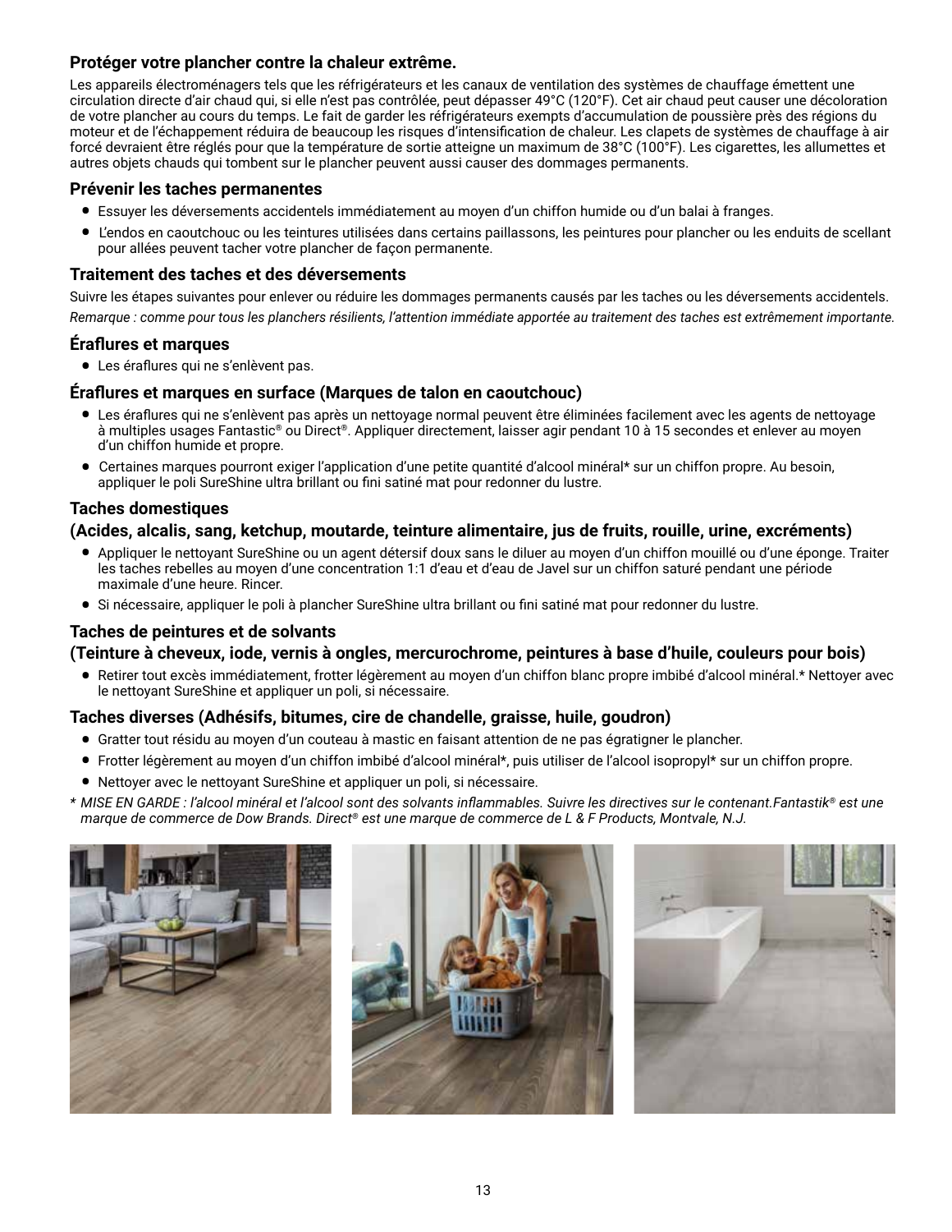### Protéger votre plancher contre la chaleur extrême.

Les appareils électroménagers tels que les réfrigérateurs et les canaux de ventilation des systèmes de chauffage émettent une circulation directe d'air chaud qui, si elle n'est pas contrôlée, peut dépasser 49°C (120°F). Cet air chaud peut causer une décoloration de votre plancher au cours du temps. Le fait de garder les réfrigérateurs exempts d'accumulation de poussière près des régions du moteur et de l'échappement réduira de beaucoup les risques d'intensification de chaleur. Les clapets de systèmes de chauffage à air forcé devraient être réglés pour que la température de sortie atteigne un maximum de 38°C (100°F). Les cigarettes, les allumettes et autres objets chauds qui tombent sur le plancher peuvent aussi causer des dommages permanents.

### Prévenir les taches permanentes

- Essuyer les déversements accidentels immédiatement au moyen d'un chiffon humide ou d'un balai à franges.
- L'endos en caoutchouc ou les teintures utilisées dans certains paillassons, les peintures pour plancher ou les enduits de scellant pour allées peuvent tacher votre plancher de façon permanente.

### Traitement des taches et des déversements

Suivre les étapes suivantes pour enlever ou réduire les dommages permanents causés par les taches ou les déversements accidentels.

*Remarque : comme pour tous les planchers résilients, l'attention immédiate apportée au traitement des taches est extrêmement importante.*

### Éraflures et marques

- Les éraflures qui ne s'enlèvent pas.

### Éraflures et marques en surface (Marques de talon en caoutchouc)

- Les éraflures qui ne s'enlèvent pas après un nettoyage normal peuvent être éliminées facilement avec les agents de nettoyage à multiples usages Fantastic® ou Direct®. Appliquer directement, laisser agir pendant 10 à 15 secondes et enlever au moyen d'un chiffon humide et propre.
- Certaines marques pourront exiger l'application d'une petite quantité d'alcool minéral* sur un chiffon propre. Au besoin, appliquer le poli SureShine ultra brillant ou fini satiné mat pour redonner du lustre.

### Taches domestiques
### (Acides, alcalis, sang, ketchup, moutarde, teinture alimentaire, jus de fruits, rouille, urine, excréments)

- Appliquer le nettoyant SureShine ou un agent détersif doux sans le diluer au moyen d'un chiffon mouillé ou d'une éponge. Traiter les taches rebelles au moyen d'une concentration 1:1 d'eau et d'eau de Javel sur un chiffon saturé pendant une période maximale d'une heure. Rincer.
- Si nécessaire, appliquer le poli à plancher SureShine ultra brillant ou fini satiné mat pour redonner du lustre.

### Taches de peintures et de solvants
### (Teinture à cheveux, iode, vernis à ongles, mercurochrome, peintures à base d'huile, couleurs pour bois)

- Retirer tout excès immédiatement, frotter légèrement au moyen d'un chiffon blanc propre imbibé d'alcool minéral.* Nettoyer avec le nettoyant SureShine et appliquer un poli, si nécessaire.

### Taches diverses (Adhésifs, bitumes, cire de chandelle, graisse, huile, goudron)

- Gratter tout résidu au moyen d'un couteau à mastic en faisant attention de ne pas égratigner le plancher.
- Frotter légèrement au moyen d'un chiffon imbibé d'alcool minéral*, puis utiliser de l'alcool isopropyl* sur un chiffon propre.
- Nettoyer avec le nettoyant SureShine et appliquer un poli, si nécessaire.

\* *MISE EN GARDE : l'alcool minéral et l'alcool sont des solvants inflammables. Suivre les directives sur le contenant.Fantastik® est une marque de commerce de Dow Brands. Direct® est une marque de commerce de L & F Products, Montvale, N.J.*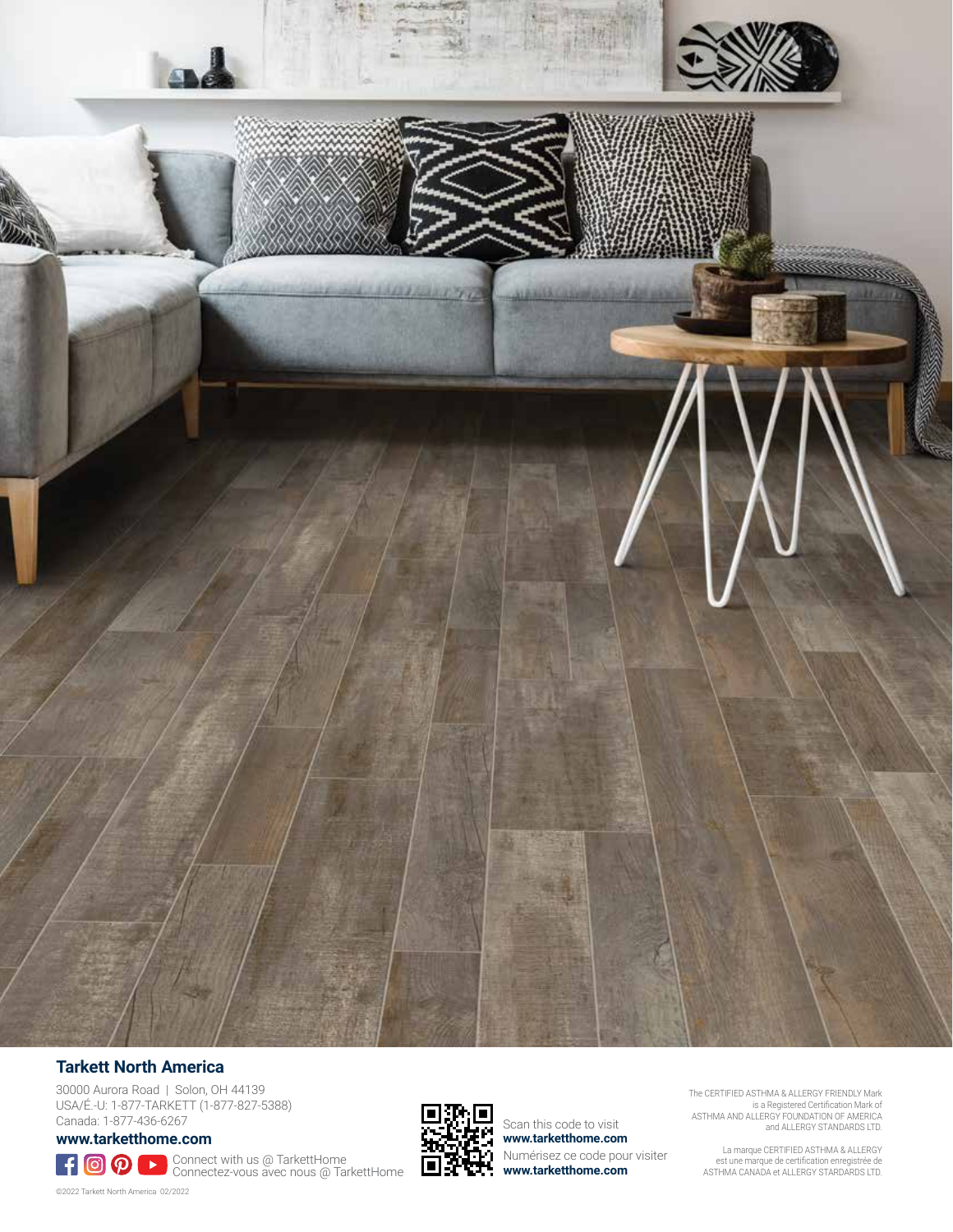## Tarkett North America

30000 Aurora Road | Solon, OH 44139
USA/É.-U: 1-877-TARKETT (1-877-827-5388)
Canada: 1-877-436-6267

**www.tarketthome.com**

Connect with us @ TarkettHome
Connectez-vous avec nous @ TarkettHome

Scan this code to visit
**www.tarketthome.com**

Numérisez ce code pour visiter
**www.tarketthome.com**

The CERTIFIED ASTHMA & ALLERGY FRIENDLY Mark is a Registered Certification Mark of ASTHMA AND ALLERGY FOUNDATION OF AMERICA and ALLERGY STANDARDS LTD.

La marque CERTIFIED ASTHMA & ALLERGY est une marque de certification enregistrée de ASTHMA CANADA et ALLERGY STARDARDS LTD.

©2022 Tarkett North America 02/2022